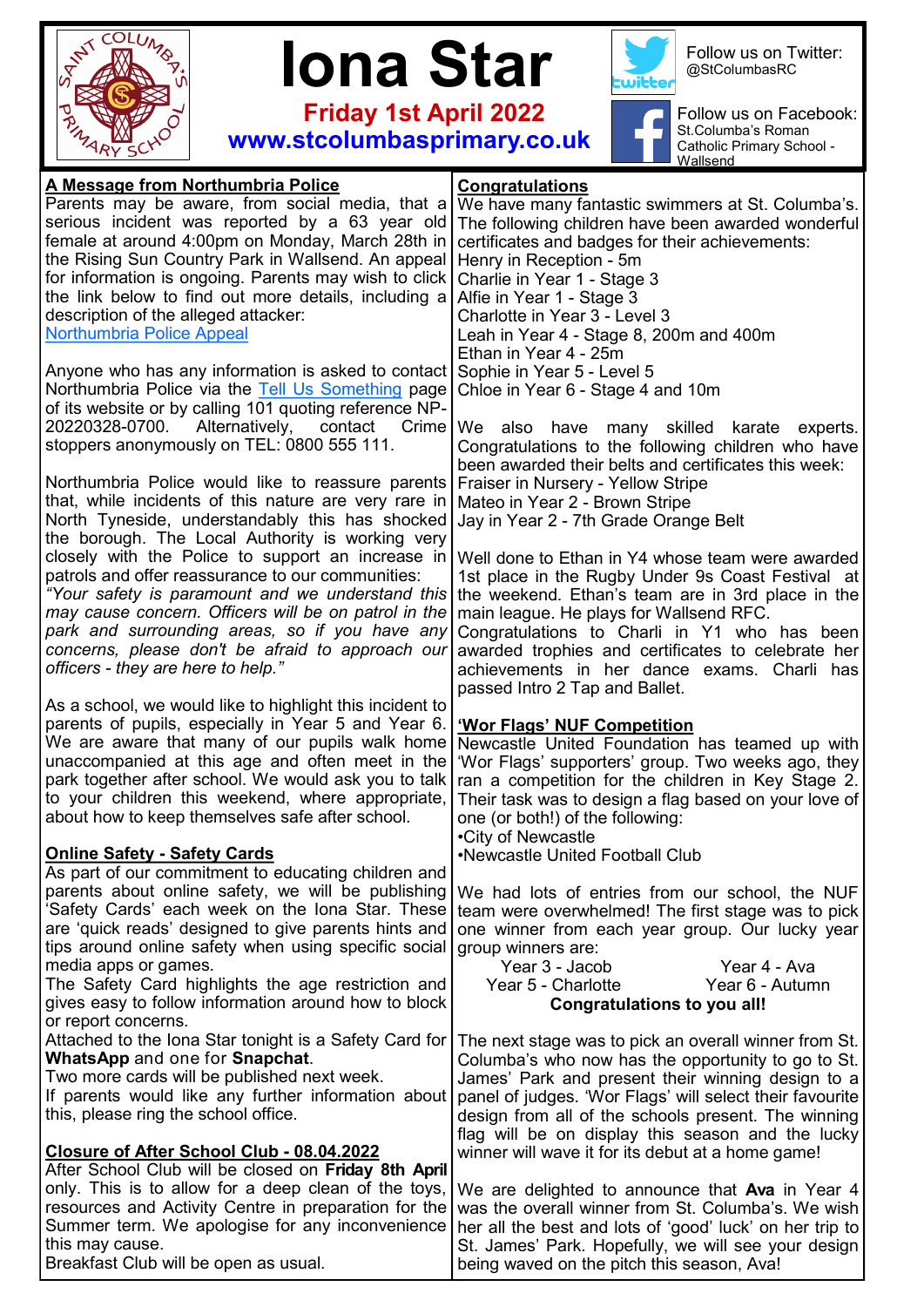# Iona Star

**Friday 1st April 2022**

**www.stcolumbasprimary.co.uk**

Follow us on Twitter: @StColumbasRC

Follow us on Facebook: St.Columba's Roman Catholic Primary School - Wallsend

## A Message from Northumbria Police

Parents may be aware, from social media, that a serious incident was reported by a 63 year old female at around 4:00pm on Monday, March 28th in the Rising Sun Country Park in Wallsend. An appeal for information is ongoing. Parents may wish to click the link below to find out more details, including a description of the alleged attacker:
[Northumbria Police Appeal]

Anyone who has any information is asked to contact Northumbria Police via the [Tell Us Something] page of its website or by calling 101 quoting reference NP-20220328-0700. Alternatively, contact Crime stoppers anonymously on TEL: 0800 555 111.

Northumbria Police would like to reassure parents that, while incidents of this nature are very rare in North Tyneside, understandably this has shocked the borough. The Local Authority is working very closely with the Police to support an increase in patrols and offer reassurance to our communities:
*"Your safety is paramount and we understand this may cause concern. Officers will be on patrol in the park and surrounding areas, so if you have any concerns, please don't be afraid to approach our officers - they are here to help."*

As a school, we would like to highlight this incident to parents of pupils, especially in Year 5 and Year 6. We are aware that many of our pupils walk home unaccompanied at this age and often meet in the park together after school. We would ask you to talk to your children this weekend, where appropriate, about how to keep themselves safe after school.

## Online Safety - Safety Cards

As part of our commitment to educating children and parents about online safety, we will be publishing 'Safety Cards' each week on the Iona Star. These are 'quick reads' designed to give parents hints and tips around online safety when using specific social media apps or games.
The Safety Card highlights the age restriction and gives easy to follow information around how to block or report concerns.
Attached to the Iona Star tonight is a Safety Card for **WhatsApp** and one for **Snapchat**.
Two more cards will be published next week.
If parents would like any further information about this, please ring the school office.

## Closure of After School Club - 08.04.2022

After School Club will be closed on **Friday 8th April** only. This is to allow for a deep clean of the toys, resources and Activity Centre in preparation for the Summer term. We apologise for any inconvenience this may cause.
Breakfast Club will be open as usual.

## Congratulations

We have many fantastic swimmers at St. Columba's. The following children have been awarded wonderful certificates and badges for their achievements:
Henry in Reception - 5m
Charlie in Year 1 - Stage 3
Alfie in Year 1 - Stage 3
Charlotte in Year 3 - Level 3
Leah in Year 4 - Stage 8, 200m and 400m
Ethan in Year 4 - 25m
Sophie in Year 5 - Level 5
Chloe in Year 6 - Stage 4 and 10m

We also have many skilled karate experts. Congratulations to the following children who have been awarded their belts and certificates this week:
Fraiser in Nursery - Yellow Stripe
Mateo in Year 2 - Brown Stripe
Jay in Year 2 - 7th Grade Orange Belt

Well done to Ethan in Y4 whose team were awarded 1st place in the Rugby Under 9s Coast Festival at the weekend. Ethan's team are in 3rd place in the main league. He plays for Wallsend RFC.
Congratulations to Charli in Y1 who has been awarded trophies and certificates to celebrate her achievements in her dance exams. Charli has passed Intro 2 Tap and Ballet.

## 'Wor Flags' NUF Competition

Newcastle United Foundation has teamed up with 'Wor Flags' supporters' group. Two weeks ago, they ran a competition for the children in Key Stage 2. Their task was to design a flag based on your love of one (or both!) of the following:
- City of Newcastle
- Newcastle United Football Club

We had lots of entries from our school, the NUF team were overwhelmed! The first stage was to pick one winner from each year group. Our lucky year group winners are:

Year 3 - Jacob — Year 4 - Ava
Year 5 - Charlotte — Year 6 - Autumn

**Congratulations to you all!**

The next stage was to pick an overall winner from St. Columba's who now has the opportunity to go to St. James' Park and present their winning design to a panel of judges. 'Wor Flags' will select their favourite design from all of the schools present. The winning flag will be on display this season and the lucky winner will wave it for its debut at a home game!

We are delighted to announce that **Ava** in Year 4 was the overall winner from St. Columba's. We wish her all the best and lots of 'good' luck' on her trip to St. James' Park. Hopefully, we will see your design being waved on the pitch this season, Ava!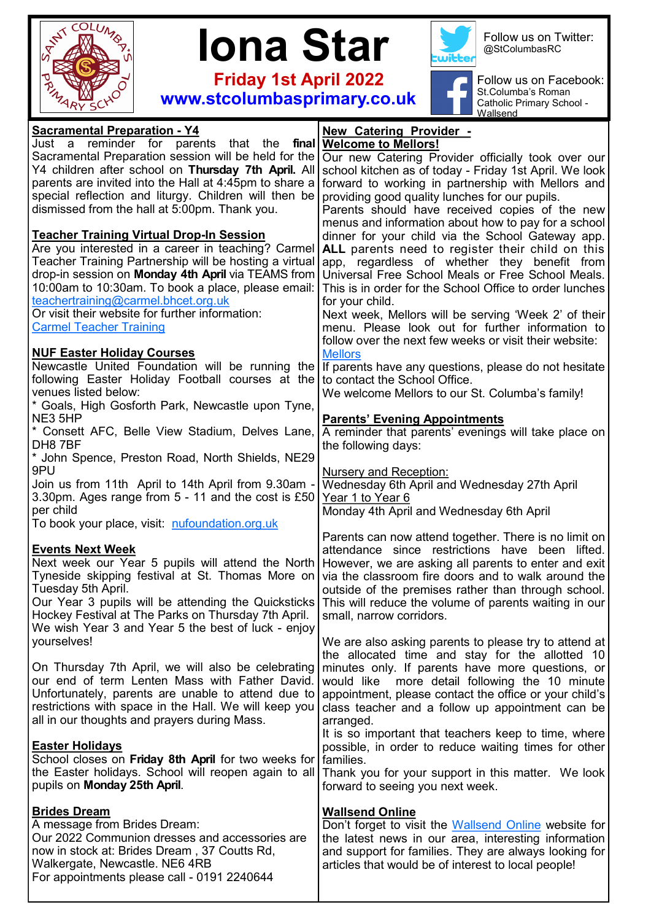# Iona Star

**Friday 1st April 2022**

**www.stcolumbasprimary.co.uk**

Follow us on Twitter: @StColumbasRC

Follow us on Facebook: St.Columba's Roman Catholic Primary School - Wallsend

## Sacramental Preparation - Y4

Just a reminder for parents that the **final** Sacramental Preparation session will be held for the Y4 children after school on **Thursday 7th April.** All parents are invited into the Hall at 4:45pm to share a special reflection and liturgy. Children will then be dismissed from the hall at 5:00pm. Thank you.

## Teacher Training Virtual Drop-In Session

Are you interested in a career in teaching? Carmel Teacher Training Partnership will be hosting a virtual drop-in session on **Monday 4th April** via TEAMS from 10:00am to 10:30am. To book a place, please email: teachertraining@carmel.bhcet.org.uk

Or visit their website for further information: Carmel Teacher Training

## NUF Easter Holiday Courses

Newcastle United Foundation will be running the following Easter Holiday Football courses at the venues listed below:

* Goals, High Gosforth Park, Newcastle upon Tyne, NE3 5HP
* Consett AFC, Belle View Stadium, Delves Lane, DH8 7BF
* John Spence, Preston Road, North Shields, NE29 9PU

Join us from 11th April to 14th April from 9.30am - 3.30pm. Ages range from 5 - 11 and the cost is £50 per child

To book your place, visit: nufoundation.org.uk

## Events Next Week

Next week our Year 5 pupils will attend the North Tyneside skipping festival at St. Thomas More on Tuesday 5th April.

Our Year 3 pupils will be attending the Quicksticks Hockey Festival at The Parks on Thursday 7th April. We wish Year 3 and Year 5 the best of luck - enjoy yourselves!

On Thursday 7th April, we will also be celebrating our end of term Lenten Mass with Father David. Unfortunately, parents are unable to attend due to restrictions with space in the Hall. We will keep you all in our thoughts and prayers during Mass.

## Easter Holidays

School closes on **Friday 8th April** for two weeks for the Easter holidays. School will reopen again to all pupils on **Monday 25th April**.

## Brides Dream

A message from Brides Dream:

Our 2022 Communion dresses and accessories are now in stock at: Brides Dream , 37 Coutts Rd, Walkergate, Newcastle. NE6 4RB

For appointments please call - 0191 2240644

## New Catering Provider - Welcome to Mellors!

Our new Catering Provider officially took over our school kitchen as of today - Friday 1st April. We look forward to working in partnership with Mellors and providing good quality lunches for our pupils.

Parents should have received copies of the new menus and information about how to pay for a school dinner for your child via the School Gateway app. **ALL** parents need to register their child on this app, regardless of whether they benefit from Universal Free School Meals or Free School Meals. This is in order for the School Office to order lunches for your child.

Next week, Mellors will be serving 'Week 2' of their menu. Please look out for further information to follow over the next few weeks or visit their website: Mellors

If parents have any questions, please do not hesitate to contact the School Office.

We welcome Mellors to our St. Columba's family!

## Parents' Evening Appointments

A reminder that parents' evenings will take place on the following days:

Nursery and Reception:
Wednesday 6th April and Wednesday 27th April

Year 1 to Year 6
Monday 4th April and Wednesday 6th April

Parents can now attend together. There is no limit on attendance since restrictions have been lifted. However, we are asking all parents to enter and exit via the classroom fire doors and to walk around the outside of the premises rather than through school. This will reduce the volume of parents waiting in our small, narrow corridors.

We are also asking parents to please try to attend at the allocated time and stay for the allotted 10 minutes only. If parents have more questions, or would like more detail following the 10 minute appointment, please contact the office or your child's class teacher and a follow up appointment can be arranged.

It is so important that teachers keep to time, where possible, in order to reduce waiting times for other families.

Thank you for your support in this matter. We look forward to seeing you next week.

## Wallsend Online

Don't forget to visit the Wallsend Online website for the latest news in our area, interesting information and support for families. They are always looking for articles that would be of interest to local people!